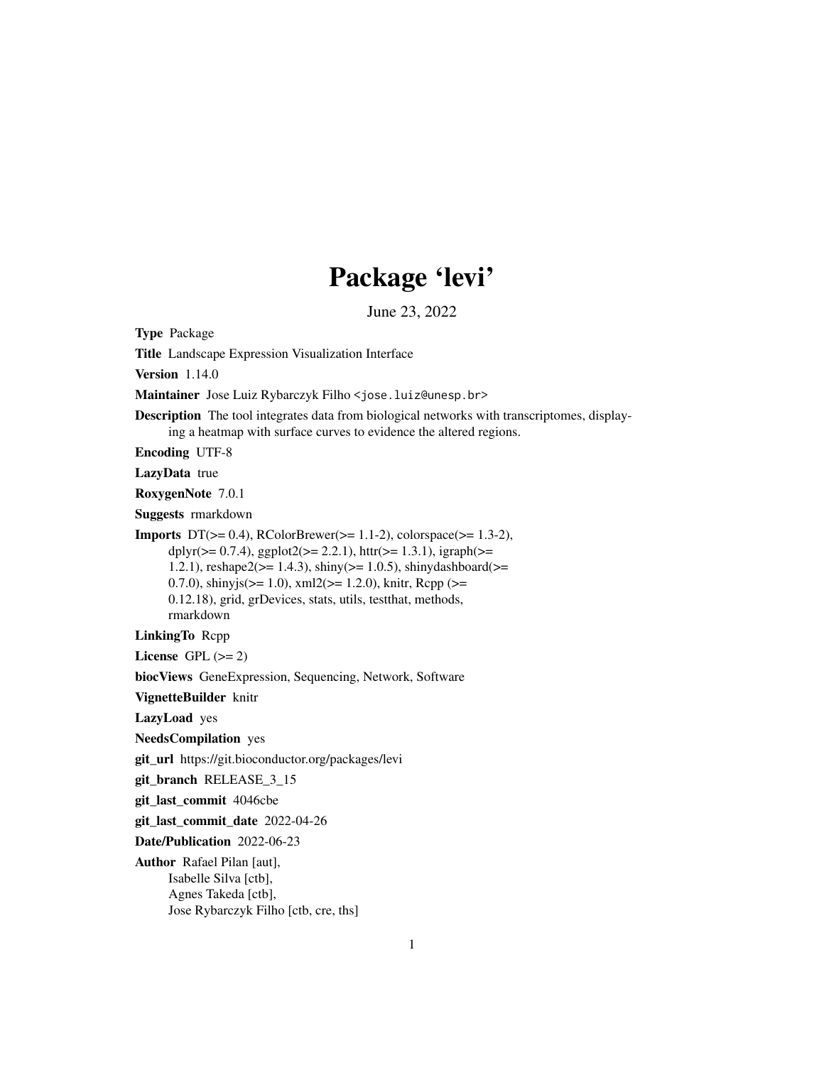# Package 'levi'

June 23, 2022

**Type** Package

**Title** Landscape Expression Visualization Interface

**Version** 1.14.0

**Maintainer** Jose Luiz Rybarczyk Filho <jose.luiz@unesp.br>

**Description** The tool integrates data from biological networks with transcriptomes, displaying a heatmap with surface curves to evidence the altered regions.

**Encoding** UTF-8

**LazyData** true

**RoxygenNote** 7.0.1

**Suggests** rmarkdown

**Imports** DT(>= 0.4), RColorBrewer(>= 1.1-2), colorspace(>= 1.3-2), dplyr(>= 0.7.4), ggplot2(>= 2.2.1), httr(>= 1.3.1), igraph(>= 1.2.1), reshape2(>= 1.4.3), shiny(>= 1.0.5), shinydashboard(>= 0.7.0), shinyjs(>= 1.0), xml2(>= 1.2.0), knitr, Rcpp (>= 0.12.18), grid, grDevices, stats, utils, testthat, methods, rmarkdown

**LinkingTo** Rcpp

**License** GPL (>= 2)

**biocViews** GeneExpression, Sequencing, Network, Software

**VignetteBuilder** knitr

**LazyLoad** yes

**NeedsCompilation** yes

**git_url** https://git.bioconductor.org/packages/levi

**git_branch** RELEASE_3_15

**git_last_commit** 4046cbe

**git_last_commit_date** 2022-04-26

**Date/Publication** 2022-06-23

**Author** Rafael Pilan [aut],
Isabelle Silva [ctb],
Agnes Takeda [ctb],
Jose Rybarczyk Filho [ctb, cre, ths]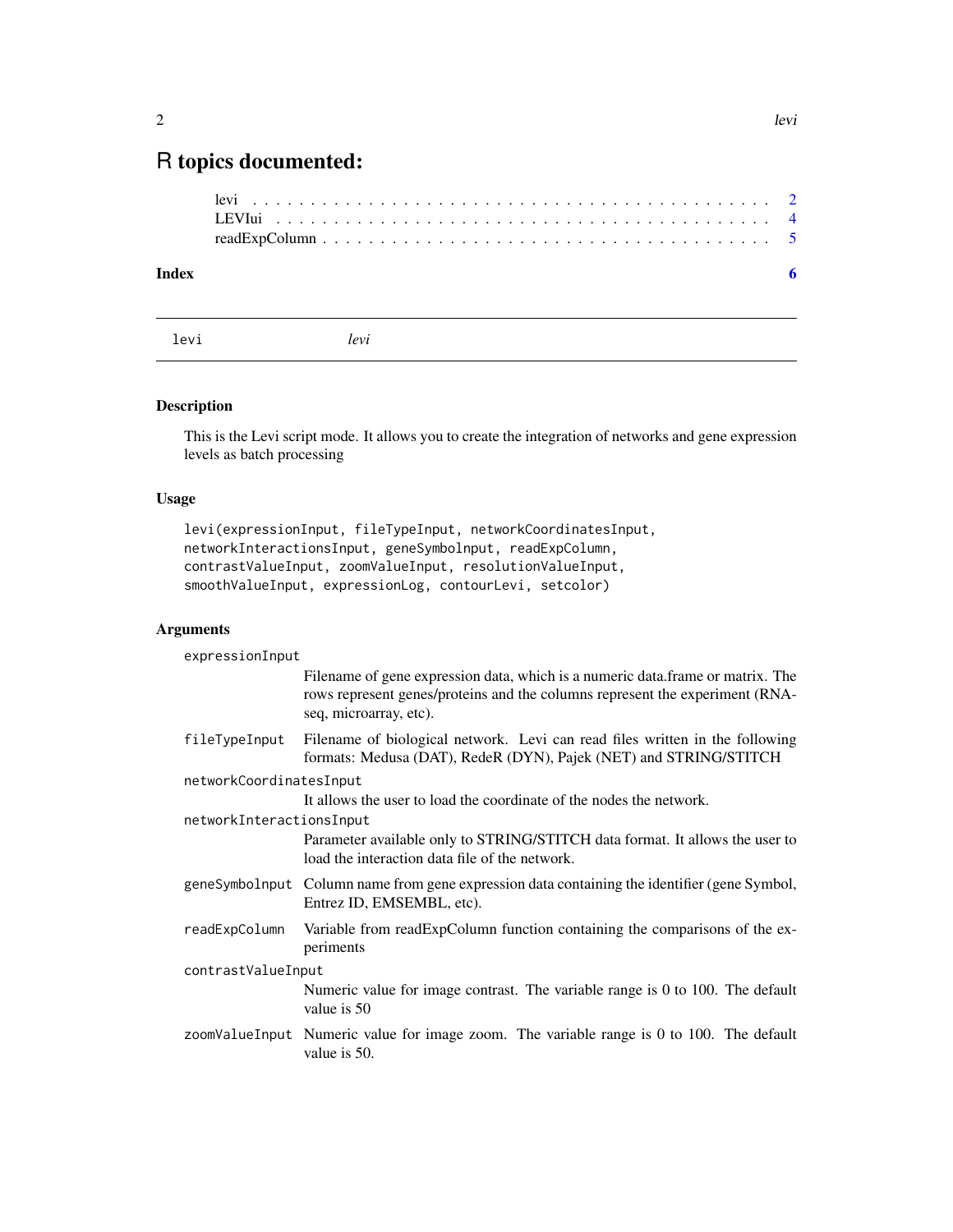# R topics documented:

levi . . . . . . . . . . . . . . . . . . . . . . . . . . . . . . . . . . . . . . . . . . . 2
LEVIui . . . . . . . . . . . . . . . . . . . . . . . . . . . . . . . . . . . . . . . . . . 4
readExpColumn . . . . . . . . . . . . . . . . . . . . . . . . . . . . . . . . . . . . . 5

**Index** **6**

---

levi *levi*

---

### Description

This is the Levi script mode. It allows you to create the integration of networks and gene expression levels as batch processing

### Usage

```
levi(expressionInput, fileTypeInput, networkCoordinatesInput,
networkInteractionsInput, geneSymbolnput, readExpColumn,
contrastValueInput, zoomValueInput, resolutionValueInput,
smoothValueInput, expressionLog, contourLevi, setcolor)
```

### Arguments

`expressionInput`
: Filename of gene expression data, which is a numeric data.frame or matrix. The rows represent genes/proteins and the columns represent the experiment (RNA-seq, microarray, etc).

`fileTypeInput`
: Filename of biological network. Levi can read files written in the following formats: Medusa (DAT), RedeR (DYN), Pajek (NET) and STRING/STITCH

`networkCoordinatesInput`
: It allows the user to load the coordinate of the nodes the network.

`networkInteractionsInput`
: Parameter available only to STRING/STITCH data format. It allows the user to load the interaction data file of the network.

`geneSymbolnput`
: Column name from gene expression data containing the identifier (gene Symbol, Entrez ID, EMSEMBL, etc).

`readExpColumn`
: Variable from readExpColumn function containing the comparisons of the experiments

`contrastValueInput`
: Numeric value for image contrast. The variable range is 0 to 100. The default value is 50

`zoomValueInput`
: Numeric value for image zoom. The variable range is 0 to 100. The default value is 50.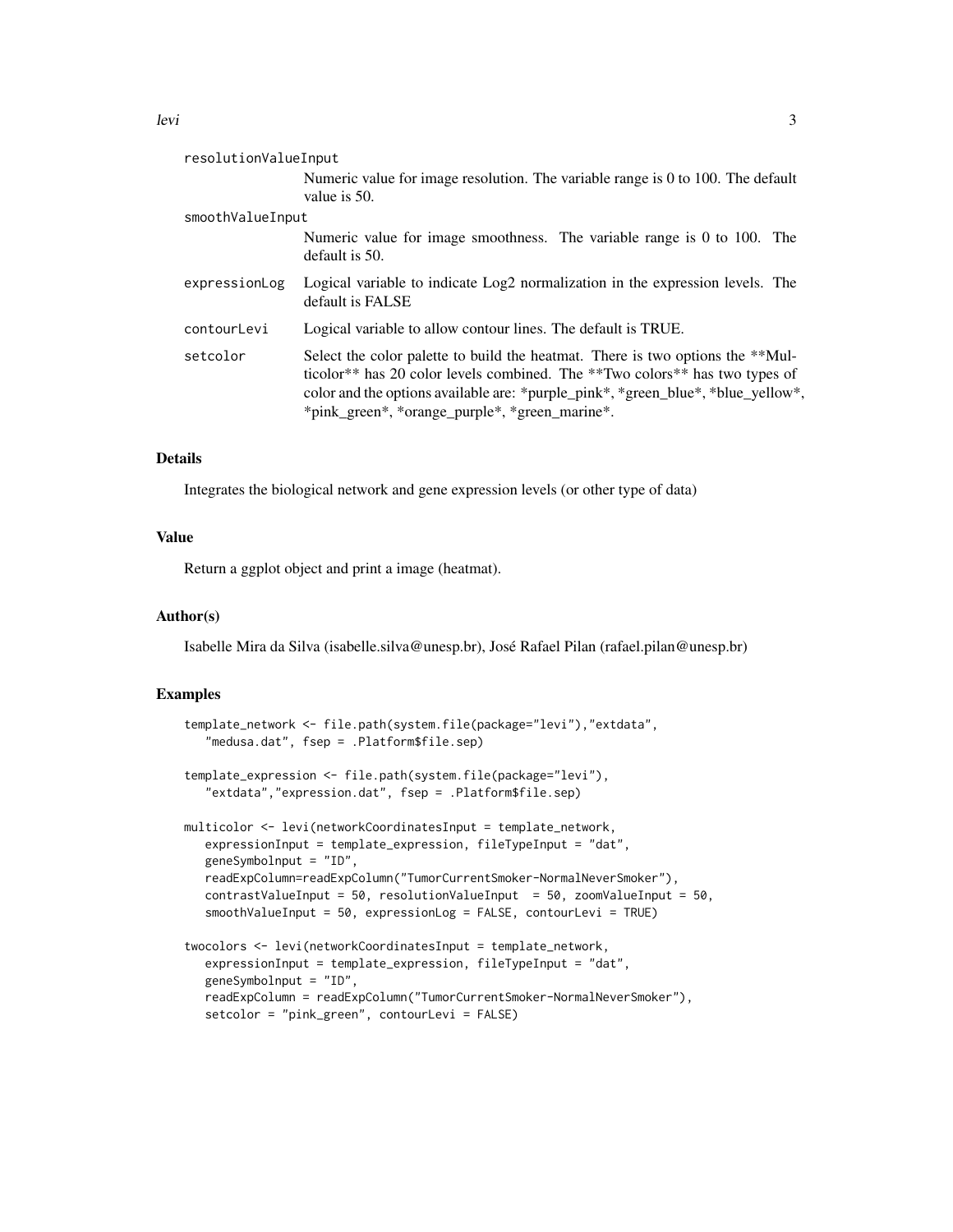resolutionValueInput
: Numeric value for image resolution. The variable range is 0 to 100. The default value is 50.

smoothValueInput
: Numeric value for image smoothness. The variable range is 0 to 100. The default is 50.

expressionLog
: Logical variable to indicate Log2 normalization in the expression levels. The default is FALSE

contourLevi
: Logical variable to allow contour lines. The default is TRUE.

setcolor
: Select the color palette to build the heatmat. There is two options the **Multicolor** has 20 color levels combined. The **Two colors** has two types of color and the options available are: *purple_pink*, *green_blue*, *blue_yellow*, *pink_green*, *orange_purple*, *green_marine*.

## Details

Integrates the biological network and gene expression levels (or other type of data)

## Value

Return a ggplot object and print a image (heatmat).

## Author(s)

Isabelle Mira da Silva (isabelle.silva@unesp.br), José Rafael Pilan (rafael.pilan@unesp.br)

## Examples

```
template_network <- file.path(system.file(package="levi"),"extdata",
   "medusa.dat", fsep = .Platform$file.sep)

template_expression <- file.path(system.file(package="levi"),
   "extdata","expression.dat", fsep = .Platform$file.sep)

multicolor <- levi(networkCoordinatesInput = template_network,
   expressionInput = template_expression, fileTypeInput = "dat",
   geneSymbolnput = "ID",
   readExpColumn=readExpColumn("TumorCurrentSmoker-NormalNeverSmoker"),
   contrastValueInput = 50, resolutionValueInput  = 50, zoomValueInput = 50,
   smoothValueInput = 50, expressionLog = FALSE, contourLevi = TRUE)

twocolors <- levi(networkCoordinatesInput = template_network,
   expressionInput = template_expression, fileTypeInput = "dat",
   geneSymbolnput = "ID",
   readExpColumn = readExpColumn("TumorCurrentSmoker-NormalNeverSmoker"),
   setcolor = "pink_green", contourLevi = FALSE)
```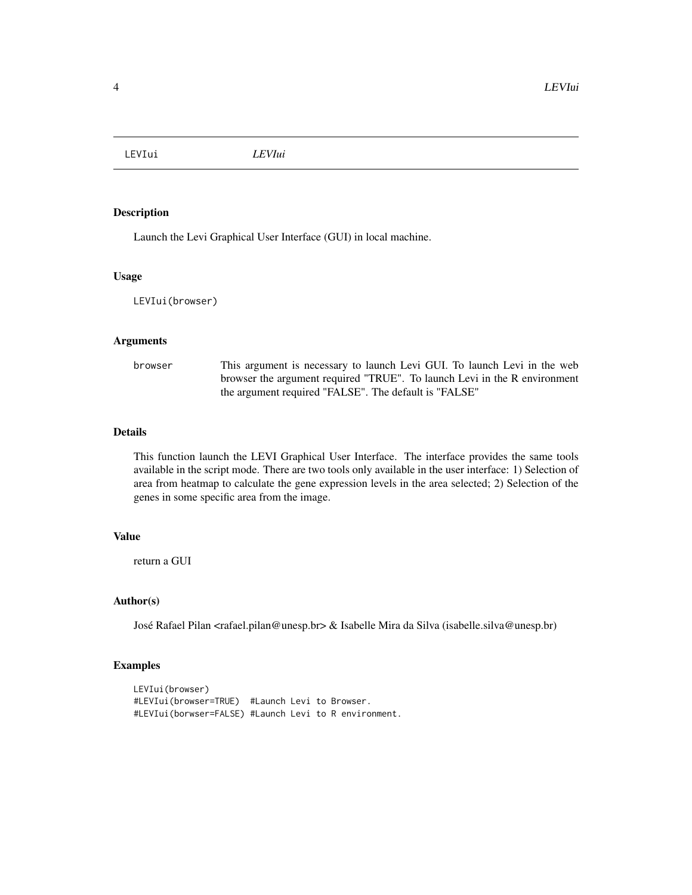# LEVIui *LEVIui*

## Description

Launch the Levi Graphical User Interface (GUI) in local machine.

## Usage

```
LEVIui(browser)
```

## Arguments

| | |
|---|---|
| `browser` | This argument is necessary to launch Levi GUI. To launch Levi in the web browser the argument required "TRUE". To launch Levi in the R environment the argument required "FALSE". The default is "FALSE" |

## Details

This function launch the LEVI Graphical User Interface. The interface provides the same tools available in the script mode. There are two tools only available in the user interface: 1) Selection of area from heatmap to calculate the gene expression levels in the area selected; 2) Selection of the genes in some specific area from the image.

## Value

return a GUI

## Author(s)

José Rafael Pilan <rafael.pilan@unesp.br> & Isabelle Mira da Silva (isabelle.silva@unesp.br)

## Examples

```
LEVIui(browser)
#LEVIui(browser=TRUE)  #Launch Levi to Browser.
#LEVIui(borwser=FALSE) #Launch Levi to R environment.
```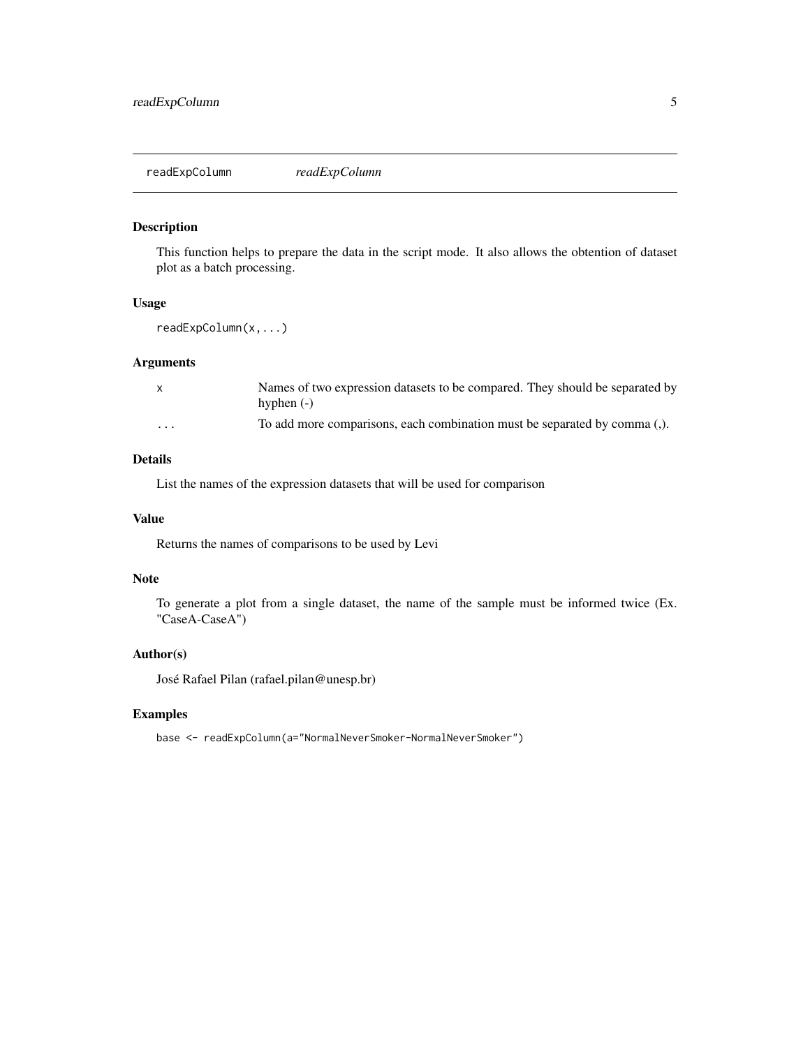## readExpColumn *readExpColumn*

### Description

This function helps to prepare the data in the script mode. It also allows the obtention of dataset plot as a batch processing.

### Usage

```
readExpColumn(x,...)
```

### Arguments

| | |
|---|---|
| x | Names of two expression datasets to be compared. They should be separated by hyphen (-) |
| ... | To add more comparisons, each combination must be separated by comma (,). |

### Details

List the names of the expression datasets that will be used for comparison

### Value

Returns the names of comparisons to be used by Levi

### Note

To generate a plot from a single dataset, the name of the sample must be informed twice (Ex. "CaseA-CaseA")

### Author(s)

José Rafael Pilan (rafael.pilan@unesp.br)

### Examples

```
base <- readExpColumn(a="NormalNeverSmoker-NormalNeverSmoker")
```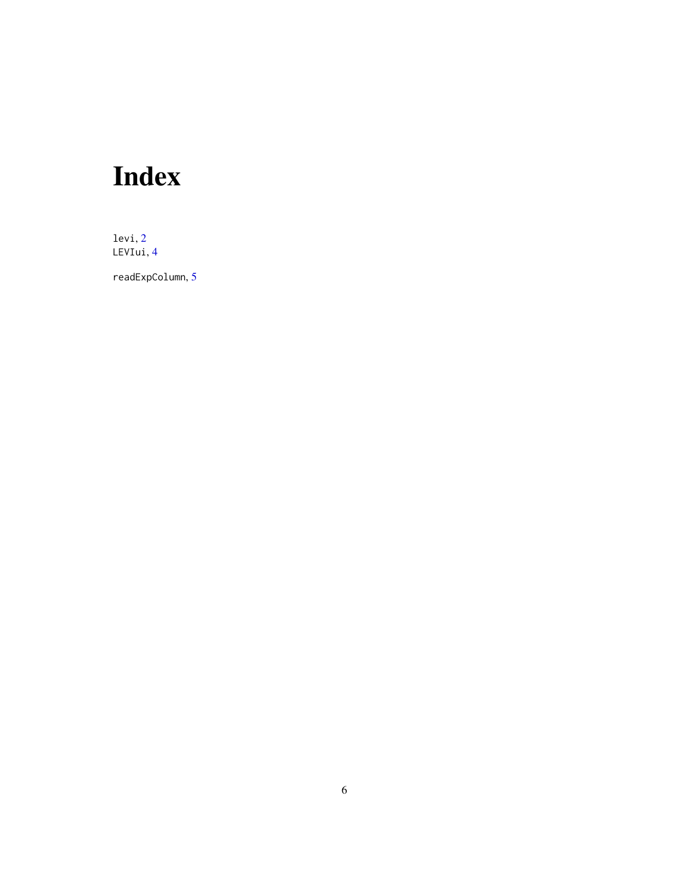# Index

levi, 2
LEVIui, 4

readExpColumn, 5